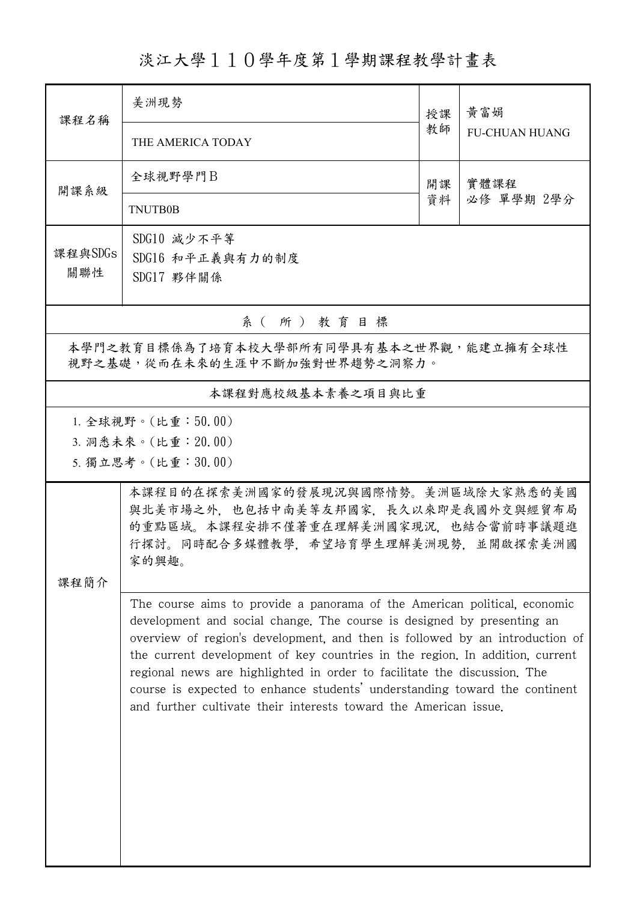# 淡江大學１１０學年度第１學期課程教學計畫表

| 課程名稱 | 美洲現勢<br>THE AMERICA TODAY | 授課教師 | 黃富娟<br>FU-CHUAN HUANG |
|---|---|---|---|
| 開課系級 | 全球視野學門Ｂ<br>TNUTB0B | 開課資料 | 實體課程<br>必修 單學期 2學分 |
| 課程與SDGs關聯性 | SDG10 減少不平等<br>SDG16 和平正義與有力的制度<br>SDG17 夥伴關係 | | |

## 系（所）教育目標

本學門之教育目標係為了培育本校大學部所有同學具有基本之世界觀，能建立擁有全球性視野之基礎，從而在未來的生涯中不斷加強對世界趨勢之洞察力。

## 本課程對應校級基本素養之項目與比重

1. 全球視野。(比重：50.00)
3. 洞悉未來。(比重：20.00)
5. 獨立思考。(比重：30.00)

## 課程簡介

本課程目的在探索美洲國家的發展現況與國際情勢。美洲區域除大家熟悉的美國與北美市場之外，也包括中南美等友邦國家，長久以來即是我國外交與經貿布局的重點區域。本課程安排不僅著重在理解美洲國家現況，也結合當前時事議題進行探討。同時配合多媒體教學，希望培育學生理解美洲現勢，並開啟探索美洲國家的興趣。

The course aims to provide a panorama of the American political, economic development and social change. The course is designed by presenting an overview of region's development, and then is followed by an introduction of the current development of key countries in the region. In addition, current regional news are highlighted in order to facilitate the discussion. The course is expected to enhance students' understanding toward the continent and further cultivate their interests toward the American issue.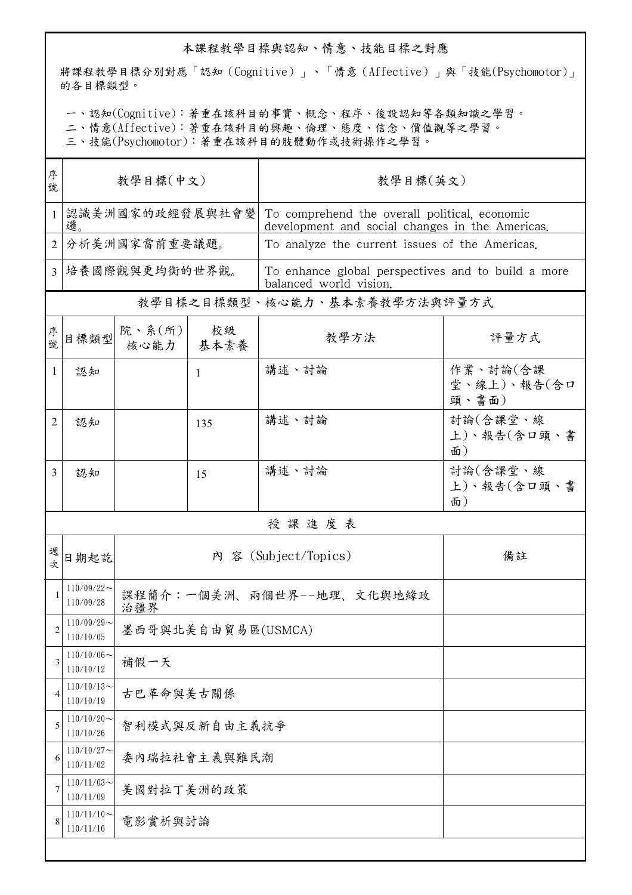## 本課程教學目標與認知、情意、技能目標之對應

將課程教學目標分別對應「認知（Cognitive）」、「情意（Affective）」與「技能(Psychomotor)」的各目標類型。

一、認知(Cognitive)：著重在該科目的事實、概念、程序、後設認知等各類知識之學習。
二、情意(Affective)：著重在該科目的興趣、倫理、態度、信念、價值觀等之學習。
三、技能(Psychomotor)：著重在該科目的肢體動作或技術操作之學習。

| 序號 | 教學目標(中文) | 教學目標(英文) |
|---|---|---|
| 1 | 認識美洲國家的政經發展與社會變遷。 | To comprehend the overall political, economic development and social changes in the Americas. |
| 2 | 分析美洲國家當前重要議題。 | To analyze the current issues of the Americas. |
| 3 | 培養國際觀與更均衡的世界觀。 | To enhance global perspectives and to build a more balanced world vision. |

## 教學目標之目標類型、核心能力、基本素養教學方法與評量方式

| 序號 | 目標類型 | 院、系(所)核心能力 | 校級基本素養 | 教學方法 | 評量方式 |
|---|---|---|---|---|---|
| 1 | 認知 | | 1 | 講述、討論 | 作業、討論(含課堂、線上)、報告(含口頭、書面) |
| 2 | 認知 | | 135 | 講述、討論 | 討論(含課堂、線上)、報告(含口頭、書面) |
| 3 | 認知 | | 15 | 講述、討論 | 討論(含課堂、線上)、報告(含口頭、書面) |

## 授課進度表

| 週次 | 日期起訖 | 內 容 (Subject/Topics) | 備註 |
|---|---|---|---|
| 1 | 110/09/22～110/09/28 | 課程簡介：一個美洲、兩個世界--地理、文化與地緣政治疆界 | |
| 2 | 110/09/29～110/10/05 | 墨西哥與北美自由貿易區(USMCA) | |
| 3 | 110/10/06～110/10/12 | 補假一天 | |
| 4 | 110/10/13～110/10/19 | 古巴革命與美古關係 | |
| 5 | 110/10/20～110/10/26 | 智利模式與反新自由主義抗爭 | |
| 6 | 110/10/27～110/11/02 | 委內瑞拉社會主義與難民潮 | |
| 7 | 110/11/03～110/11/09 | 美國對拉丁美洲的政策 | |
| 8 | 110/11/10～110/11/16 | 電影賞析與討論 | |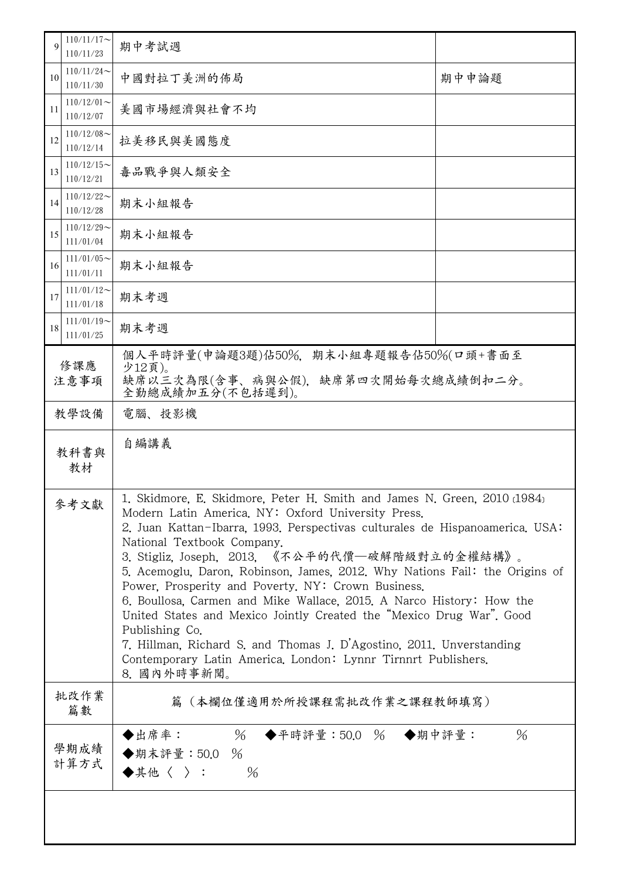| 9 | 110/11/17～<br>110/11/23 | 期中考試週 | |
|---|---|---|---|
| 10 | 110/11/24～<br>110/11/30 | 中國對拉丁美洲的佈局 | 期中申論題 |
| 11 | 110/12/01～<br>110/12/07 | 美國市場經濟與社會不均 | |
| 12 | 110/12/08～<br>110/12/14 | 拉美移民與美國態度 | |
| 13 | 110/12/15～<br>110/12/21 | 毒品戰爭與人類安全 | |
| 14 | 110/12/22～<br>110/12/28 | 期末小組報告 | |
| 15 | 110/12/29～<br>111/01/04 | 期末小組報告 | |
| 16 | 111/01/05～<br>111/01/11 | 期末小組報告 | |
| 17 | 111/01/12～<br>111/01/18 | 期末考週 | |
| 18 | 111/01/19～<br>111/01/25 | 期末考週 | |

| 修課應注意事項 | 個人平時評量(申論題3題)佔50%, 期末小組專題報告佔50%(口頭+書面至少12頁)。<br>缺席以三次為限(含事、病與公假), 缺席第四次開始每次總成績倒扣二分。<br>全勤總成績加五分(不包括遲到)。 |
|---|---|
| 教學設備 | 電腦、投影機 |
| 教科書與教材 | 自編講義 |
| 參考文獻 | 1. Skidmore, E. Skidmore, Peter H. Smith and James N. Green, 2010 (1984) Modern Latin America. NY: Oxford University Press.<br>2. Juan Kattan-Ibarra, 1993. Perspectivas culturales de Hispanoamerica. USA: National Textbook Company.<br>3. Stigliz, Joseph, 2013, 《不公平的代價—破解階級對立的金權結構》。<br>5. Acemoglu, Daron, Robinson, James, 2012. Why Nations Fail: the Origins of Power, Prosperity and Poverty. NY: Crown Business.<br>6. Boullosa, Carmen and Mike Wallace, 2015. A Narco History: How the United States and Mexico Jointly Created the "Mexico Drug War". Good Publishing Co.<br>7. Hillman, Richard S. and Thomas J. D'Agostino, 2011. Unverstanding Contemporary Latin America. London: Lynnr Tirnnrt Publishers.<br>8. 國內外時事新聞。 |
| 批改作業篇數 | 篇（本欄位僅適用於所授課程需批改作業之課程教師填寫） |
| 學期成績計算方式 | ◆出席率： % ◆平時評量：50.0 % ◆期中評量： %<br>◆期末評量：50.0 %<br>◆其他〈 〉： % |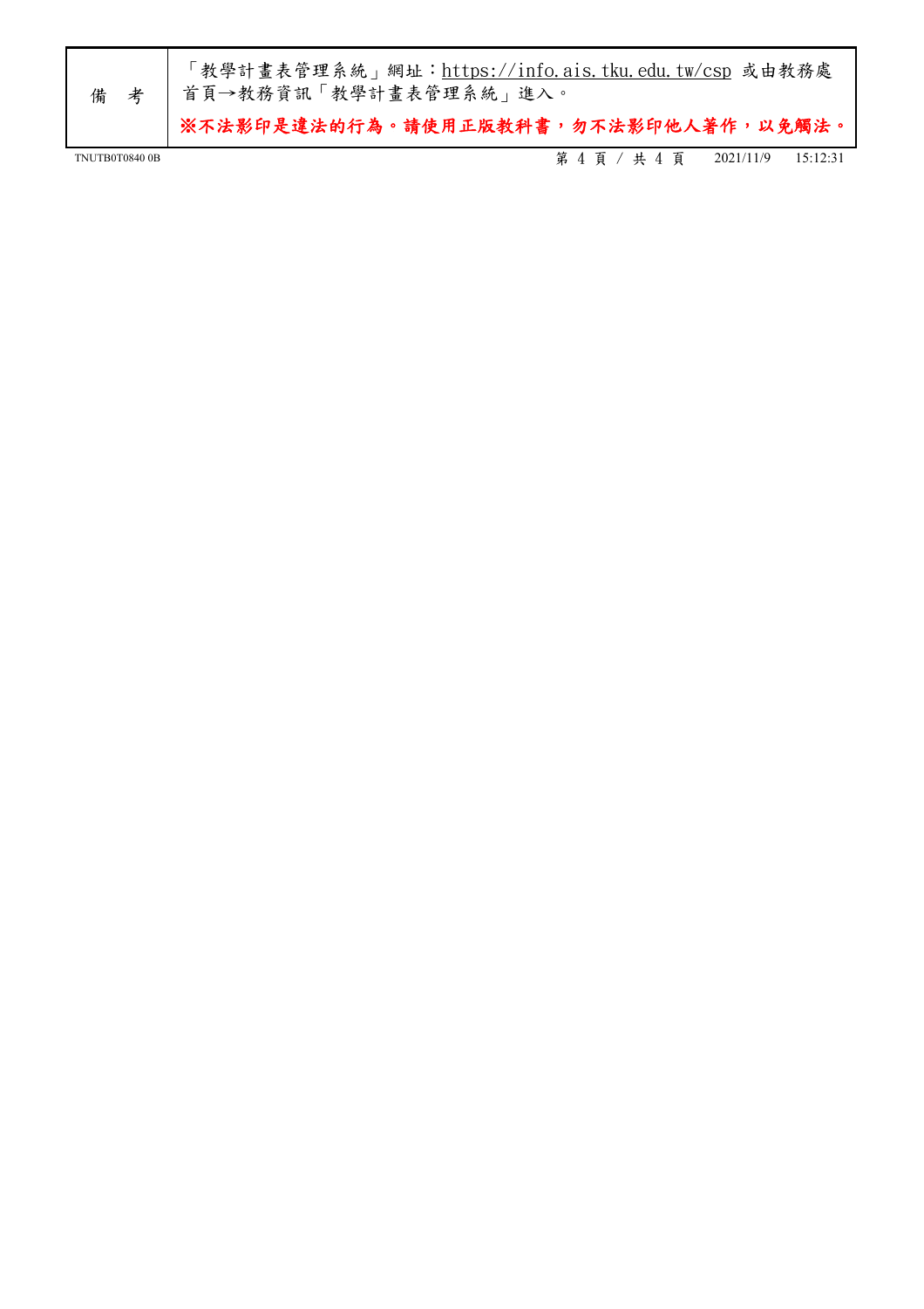| | |
|---|---|
| 備　考 | 「教學計畫表管理系統」網址：https://info.ais.tku.edu.tw/csp 或由教務處首頁→教務資訊「教學計畫表管理系統」進入。<br>**※不法影印是違法的行為。請使用正版教科書，勿不法影印他人著作，以免觸法。** |

TNUTB0T0840 0B